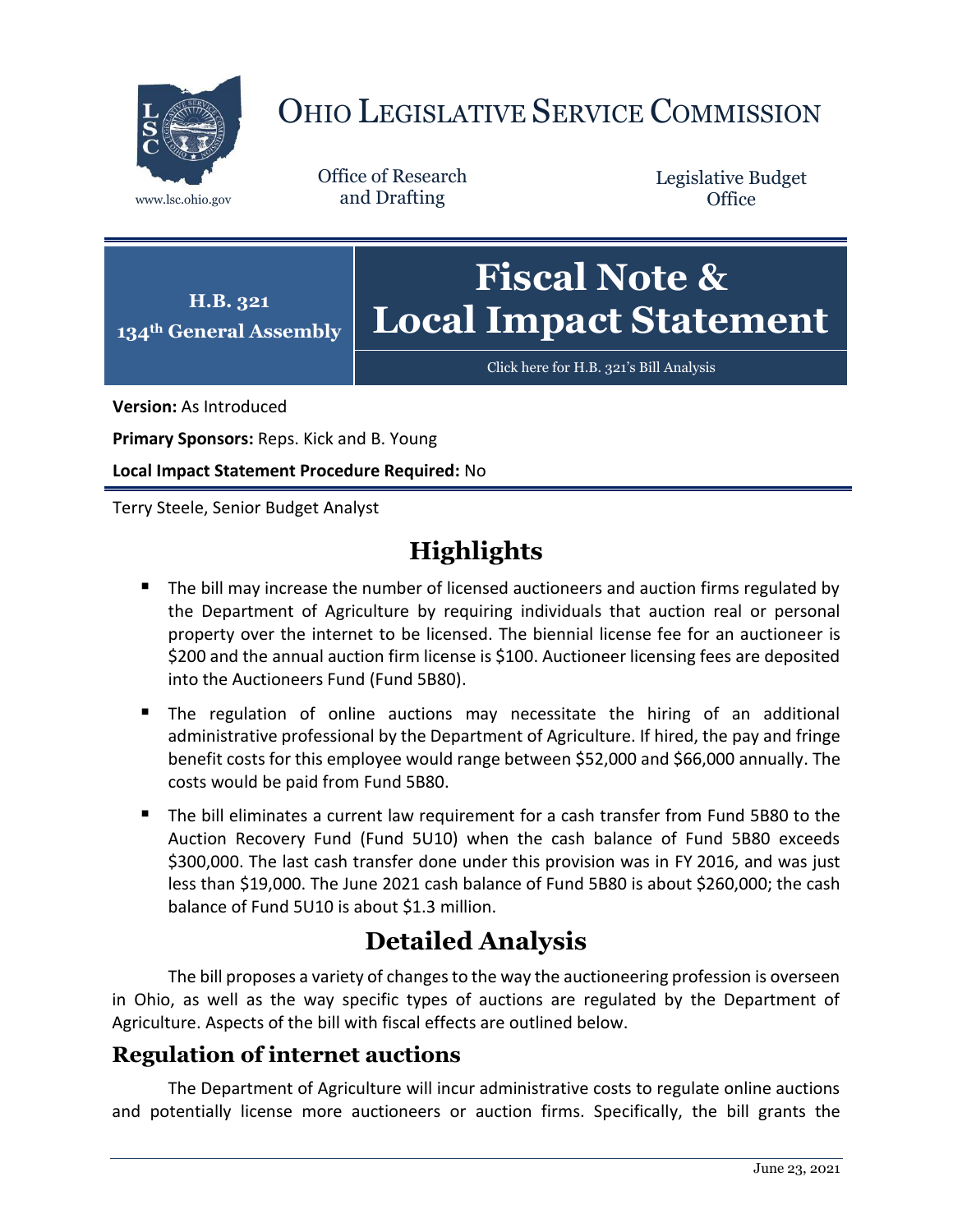# OHIO LEGISLATIVE SERVICE COMMISSION

www.lsc.ohio.gov

Office of Research and Drafting

Legislative Budget Office

**H.B. 321**
**134th General Assembly**

# Fiscal Note & Local Impact Statement

Click here for H.B. 321's Bill Analysis

**Version:** As Introduced

**Primary Sponsors:** Reps. Kick and B. Young

**Local Impact Statement Procedure Required:** No

Terry Steele, Senior Budget Analyst

## Highlights

- The bill may increase the number of licensed auctioneers and auction firms regulated by the Department of Agriculture by requiring individuals that auction real or personal property over the internet to be licensed. The biennial license fee for an auctioneer is $200 and the annual auction firm license is $100. Auctioneer licensing fees are deposited into the Auctioneers Fund (Fund 5B80).
- The regulation of online auctions may necessitate the hiring of an additional administrative professional by the Department of Agriculture. If hired, the pay and fringe benefit costs for this employee would range between $52,000 and $66,000 annually. The costs would be paid from Fund 5B80.
- The bill eliminates a current law requirement for a cash transfer from Fund 5B80 to the Auction Recovery Fund (Fund 5U10) when the cash balance of Fund 5B80 exceeds $300,000. The last cash transfer done under this provision was in FY 2016, and was just less than $19,000. The June 2021 cash balance of Fund 5B80 is about $260,000; the cash balance of Fund 5U10 is about $1.3 million.

## Detailed Analysis

The bill proposes a variety of changes to the way the auctioneering profession is overseen in Ohio, as well as the way specific types of auctions are regulated by the Department of Agriculture. Aspects of the bill with fiscal effects are outlined below.

### Regulation of internet auctions

The Department of Agriculture will incur administrative costs to regulate online auctions and potentially license more auctioneers or auction firms. Specifically, the bill grants the

June 23, 2021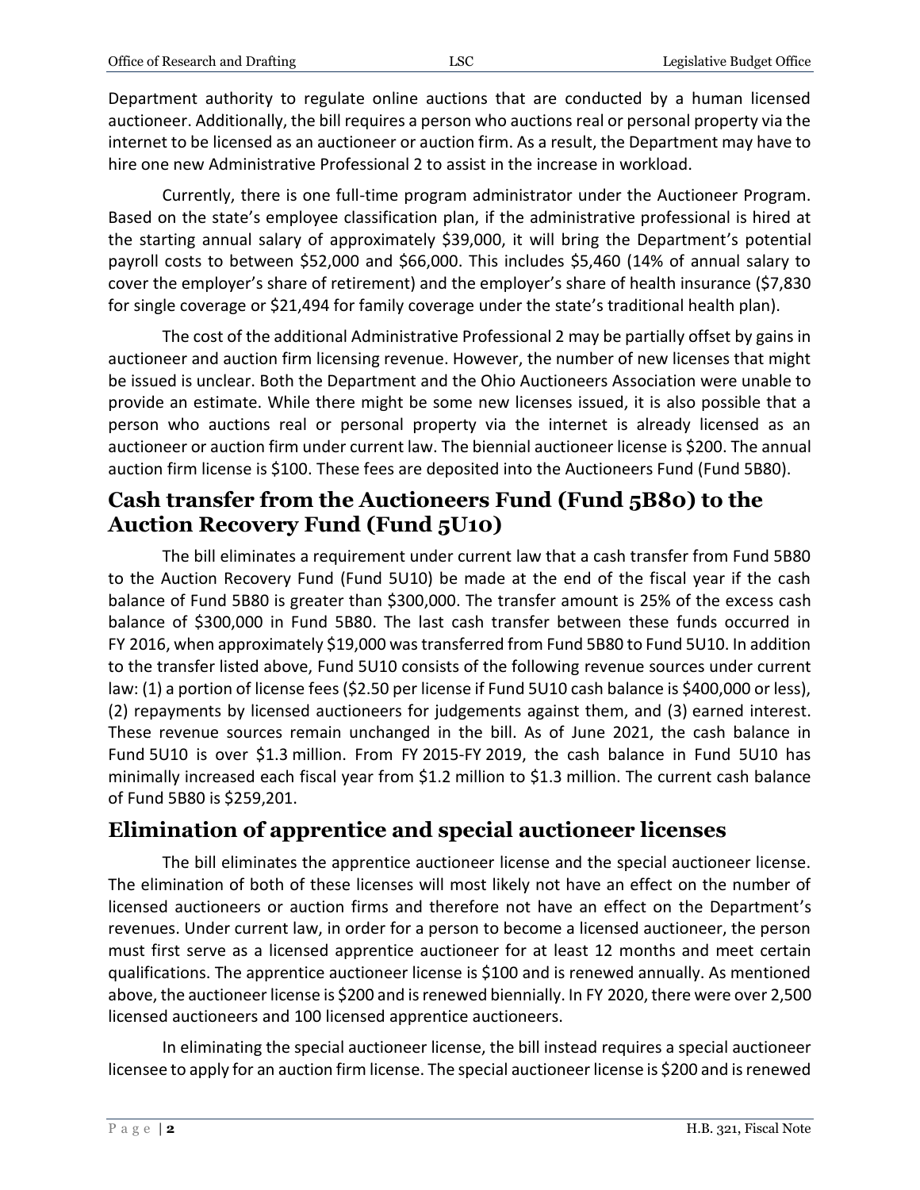Department authority to regulate online auctions that are conducted by a human licensed auctioneer. Additionally, the bill requires a person who auctions real or personal property via the internet to be licensed as an auctioneer or auction firm. As a result, the Department may have to hire one new Administrative Professional 2 to assist in the increase in workload.

Currently, there is one full-time program administrator under the Auctioneer Program. Based on the state's employee classification plan, if the administrative professional is hired at the starting annual salary of approximately $39,000, it will bring the Department's potential payroll costs to between $52,000 and $66,000. This includes $5,460 (14% of annual salary to cover the employer's share of retirement) and the employer's share of health insurance ($7,830 for single coverage or $21,494 for family coverage under the state's traditional health plan).

The cost of the additional Administrative Professional 2 may be partially offset by gains in auctioneer and auction firm licensing revenue. However, the number of new licenses that might be issued is unclear. Both the Department and the Ohio Auctioneers Association were unable to provide an estimate. While there might be some new licenses issued, it is also possible that a person who auctions real or personal property via the internet is already licensed as an auctioneer or auction firm under current law. The biennial auctioneer license is $200. The annual auction firm license is $100. These fees are deposited into the Auctioneers Fund (Fund 5B80).

## Cash transfer from the Auctioneers Fund (Fund 5B80) to the Auction Recovery Fund (Fund 5U10)

The bill eliminates a requirement under current law that a cash transfer from Fund 5B80 to the Auction Recovery Fund (Fund 5U10) be made at the end of the fiscal year if the cash balance of Fund 5B80 is greater than $300,000. The transfer amount is 25% of the excess cash balance of $300,000 in Fund 5B80. The last cash transfer between these funds occurred in FY 2016, when approximately $19,000 was transferred from Fund 5B80 to Fund 5U10. In addition to the transfer listed above, Fund 5U10 consists of the following revenue sources under current law: (1) a portion of license fees ($2.50 per license if Fund 5U10 cash balance is $400,000 or less), (2) repayments by licensed auctioneers for judgements against them, and (3) earned interest. These revenue sources remain unchanged in the bill. As of June 2021, the cash balance in Fund 5U10 is over $1.3 million. From FY 2015-FY 2019, the cash balance in Fund 5U10 has minimally increased each fiscal year from $1.2 million to $1.3 million. The current cash balance of Fund 5B80 is $259,201.

## Elimination of apprentice and special auctioneer licenses

The bill eliminates the apprentice auctioneer license and the special auctioneer license. The elimination of both of these licenses will most likely not have an effect on the number of licensed auctioneers or auction firms and therefore not have an effect on the Department's revenues. Under current law, in order for a person to become a licensed auctioneer, the person must first serve as a licensed apprentice auctioneer for at least 12 months and meet certain qualifications. The apprentice auctioneer license is $100 and is renewed annually. As mentioned above, the auctioneer license is $200 and is renewed biennially. In FY 2020, there were over 2,500 licensed auctioneers and 100 licensed apprentice auctioneers.

In eliminating the special auctioneer license, the bill instead requires a special auctioneer licensee to apply for an auction firm license. The special auctioneer license is $200 and is renewed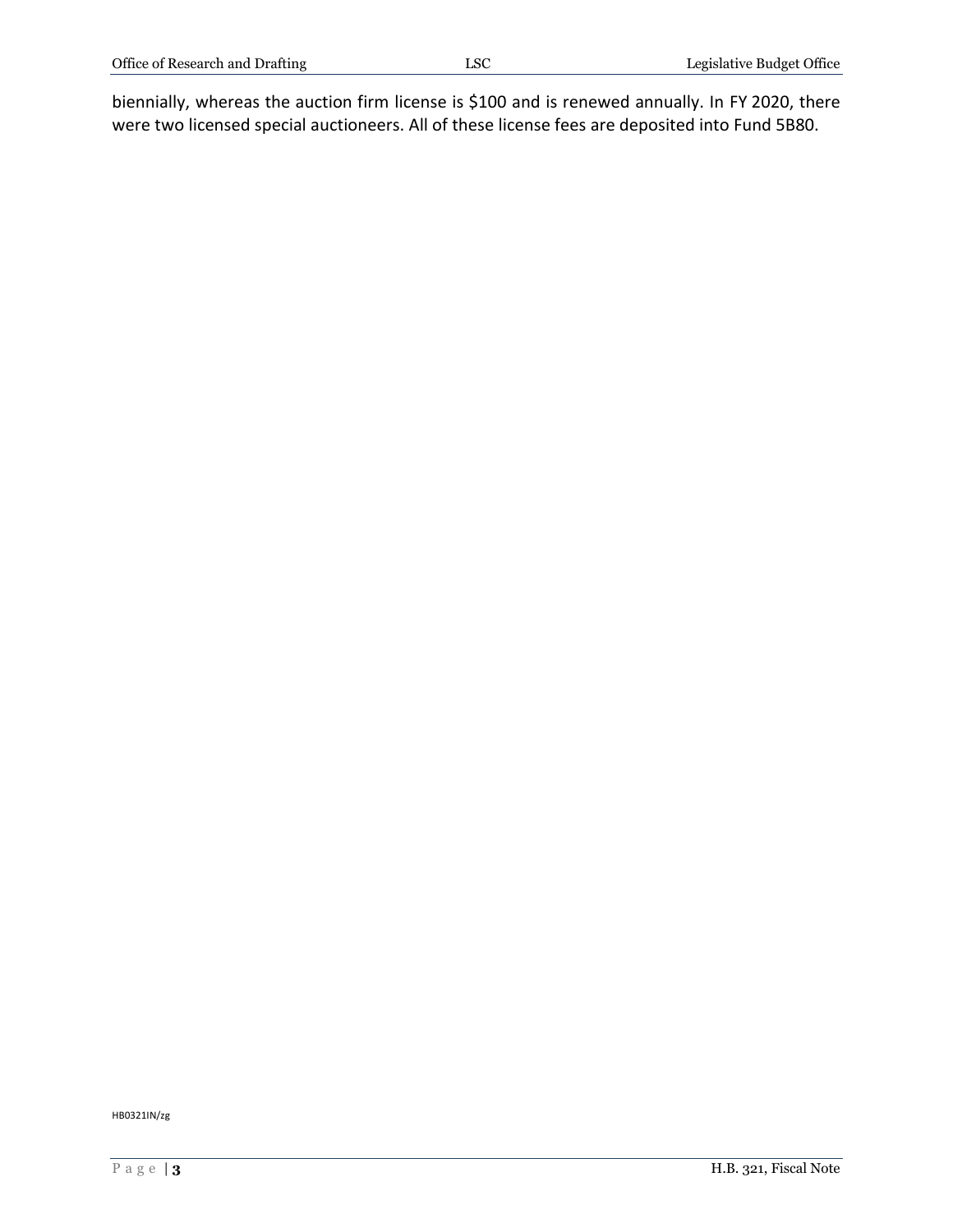biennially, whereas the auction firm license is $100 and is renewed annually. In FY 2020, there were two licensed special auctioneers. All of these license fees are deposited into Fund 5B80.

HB0321IN/zg